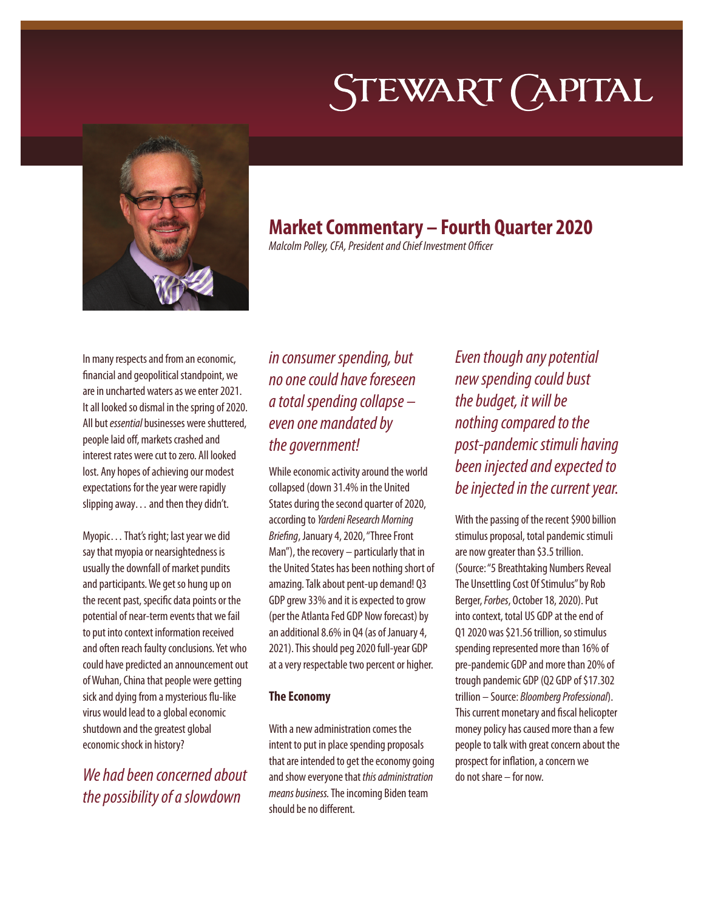# Stewart Capital

## Market Commentary – Fourth Quarter 2020

*Malcolm Polley, CFA, President and Chief Investment Officer*

In many respects and from an economic, financial and geopolitical standpoint, we are in uncharted waters as we enter 2021. It all looked so dismal in the spring of 2020. All but *essential* businesses were shuttered, people laid off, markets crashed and interest rates were cut to zero. All looked lost. Any hopes of achieving our modest expectations for the year were rapidly slipping away… and then they didn't.

Myopic… That's right; last year we did say that myopia or nearsightedness is usually the downfall of market pundits and participants. We get so hung up on the recent past, specific data points or the potential of near-term events that we fail to put into context information received and often reach faulty conclusions. Yet who could have predicted an announcement out of Wuhan, China that people were getting sick and dying from a mysterious flu-like virus would lead to a global economic shutdown and the greatest global economic shock in history?

*We had been concerned about the possibility of a slowdown in consumer spending, but no one could have foreseen a total spending collapse – even one mandated by the government!*

While economic activity around the world collapsed (down 31.4% in the United States during the second quarter of 2020, according to *Yardeni Research Morning Briefing*, January 4, 2020, "Three Front Man"), the recovery – particularly that in the United States has been nothing short of amazing. Talk about pent-up demand! Q3 GDP grew 33% and it is expected to grow (per the Atlanta Fed GDP Now forecast) by an additional 8.6% in Q4 (as of January 4, 2021). This should peg 2020 full-year GDP at a very respectable two percent or higher.

### The Economy

With a new administration comes the intent to put in place spending proposals that are intended to get the economy going and show everyone that *this administration means business.* The incoming Biden team should be no different.

*Even though any potential new spending could bust the budget, it will be nothing compared to the post-pandemic stimuli having been injected and expected to be injected in the current year.*

With the passing of the recent $900 billion stimulus proposal, total pandemic stimuli are now greater than $3.5 trillion. (Source: "5 Breathtaking Numbers Reveal The Unsettling Cost Of Stimulus" by Rob Berger, *Forbes*, October 18, 2020). Put into context, total US GDP at the end of Q1 2020 was $21.56 trillion, so stimulus spending represented more than 16% of pre-pandemic GDP and more than 20% of trough pandemic GDP (Q2 GDP of $17.302 trillion – Source: *Bloomberg Professional*). This current monetary and fiscal helicopter money policy has caused more than a few people to talk with great concern about the prospect for inflation, a concern we do not share – for now.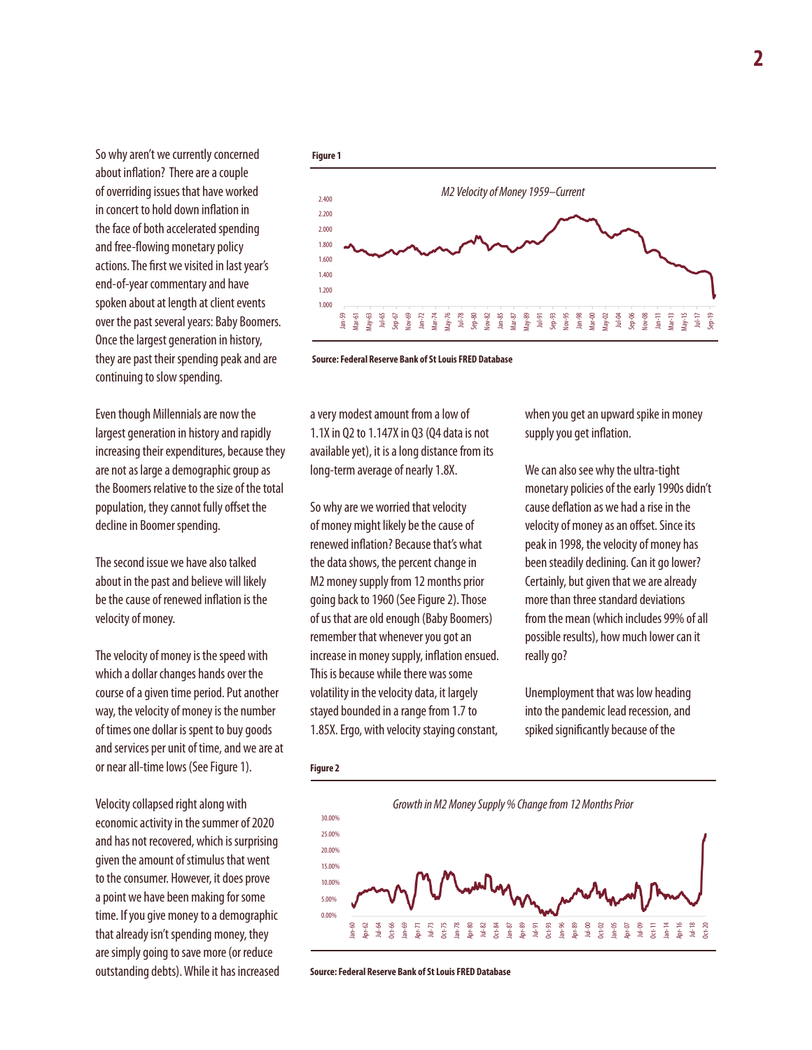So why aren't we currently concerned about inflation? There are a couple of overriding issues that have worked in concert to hold down inflation in the face of both accelerated spending and free-flowing monetary policy actions. The first we visited in last year's end-of-year commentary and have spoken about at length at client events over the past several years: Baby Boomers. Once the largest generation in history, they are past their spending peak and are continuing to slow spending.

Even though Millennials are now the largest generation in history and rapidly increasing their expenditures, because they are not as large a demographic group as the Boomers relative to the size of the total population, they cannot fully offset the decline in Boomer spending.

The second issue we have also talked about in the past and believe will likely be the cause of renewed inflation is the velocity of money.

The velocity of money is the speed with which a dollar changes hands over the course of a given time period. Put another way, the velocity of money is the number of times one dollar is spent to buy goods and services per unit of time, and we are at or near all-time lows (See Figure 1).

**Figure 1**

*M2 Velocity of Money 1959–Current*

**Source: Federal Reserve Bank of St Louis FRED Database**

Velocity collapsed right along with economic activity in the summer of 2020 and has not recovered, which is surprising given the amount of stimulus that went to the consumer. However, it does prove a point we have been making for some time. If you give money to a demographic that already isn't spending money, they are simply going to save more (or reduce outstanding debts). While it has increased a very modest amount from a low of 1.1X in Q2 to 1.147X in Q3 (Q4 data is not available yet), it is a long distance from its long-term average of nearly 1.8X.

So why are we worried that velocity of money might likely be the cause of renewed inflation? Because that's what the data shows, the percent change in M2 money supply from 12 months prior going back to 1960 (See Figure 2). Those of us that are old enough (Baby Boomers) remember that whenever you got an increase in money supply, inflation ensued. This is because while there was some volatility in the velocity data, it largely stayed bounded in a range from 1.7 to 1.85X. Ergo, with velocity staying constant, when you get an upward spike in money supply you get inflation.

We can also see why the ultra-tight monetary policies of the early 1990s didn't cause deflation as we had a rise in the velocity of money as an offset. Since its peak in 1998, the velocity of money has been steadily declining. Can it go lower? Certainly, but given that we are already more than three standard deviations from the mean (which includes 99% of all possible results), how much lower can it really go?

Unemployment that was low heading into the pandemic lead recession, and spiked significantly because of the

**Figure 2**

*Growth in M2 Money Supply % Change from 12 Months Prior*

**Source: Federal Reserve Bank of St Louis FRED Database**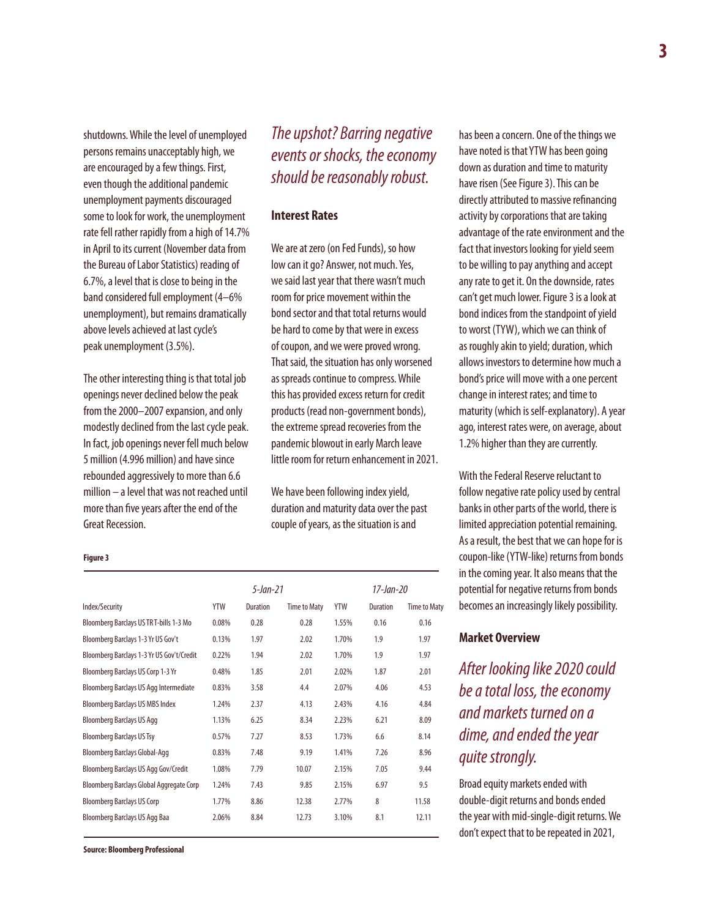shutdowns. While the level of unemployed persons remains unacceptably high, we are encouraged by a few things. First, even though the additional pandemic unemployment payments discouraged some to look for work, the unemployment rate fell rather rapidly from a high of 14.7% in April to its current (November data from the Bureau of Labor Statistics) reading of 6.7%, a level that is close to being in the band considered full employment (4–6% unemployment), but remains dramatically above levels achieved at last cycle's peak unemployment (3.5%).

The other interesting thing is that total job openings never declined below the peak from the 2000–2007 expansion, and only modestly declined from the last cycle peak. In fact, job openings never fell much below 5 million (4.996 million) and have since rebounded aggressively to more than 6.6 million – a level that was not reached until more than five years after the end of the Great Recession.

*The upshot? Barring negative events or shocks, the economy should be reasonably robust.*

## Interest Rates

We are at zero (on Fed Funds), so how low can it go? Answer, not much. Yes, we said last year that there wasn't much room for price movement within the bond sector and that total returns would be hard to come by that were in excess of coupon, and we were proved wrong. That said, the situation has only worsened as spreads continue to compress. While this has provided excess return for credit products (read non-government bonds), the extreme spread recoveries from the pandemic blowout in early March leave little room for return enhancement in 2021.

We have been following index yield, duration and maturity data over the past couple of years, as the situation is and has been a concern. One of the things we have noted is that YTW has been going down as duration and time to maturity have risen (See Figure 3). This can be directly attributed to massive refinancing activity by corporations that are taking advantage of the rate environment and the fact that investors looking for yield seem to be willing to pay anything and accept any rate to get it. On the downside, rates can't get much lower. Figure 3 is a look at bond indices from the standpoint of yield to worst (TYW), which we can think of as roughly akin to yield; duration, which allows investors to determine how much a bond's price will move with a one percent change in interest rates; and time to maturity (which is self-explanatory). A year ago, interest rates were, on average, about 1.2% higher than they are currently.

With the Federal Reserve reluctant to follow negative rate policy used by central banks in other parts of the world, there is limited appreciation potential remaining. As a result, the best that we can hope for is coupon-like (YTW-like) returns from bonds in the coming year. It also means that the potential for negative returns from bonds becomes an increasingly likely possibility.

**Figure 3**

| | *5-Jan-21* | | | *17-Jan-20* | | |
|---|---|---|---|---|---|---|
| Index/Security | YTW | Duration | Time to Maty | YTW | Duration | Time to Maty |
| Bloomberg Barclays US TR T-bills 1-3 Mo | 0.08% | 0.28 | 0.28 | 1.55% | 0.16 | 0.16 |
| Bloomberg Barclays 1-3 Yr US Gov't | 0.13% | 1.97 | 2.02 | 1.70% | 1.9 | 1.97 |
| Bloomberg Barclays 1-3 Yr US Gov't/Credit | 0.22% | 1.94 | 2.02 | 1.70% | 1.9 | 1.97 |
| Bloomberg Barclays US Corp 1-3 Yr | 0.48% | 1.85 | 2.01 | 2.02% | 1.87 | 2.01 |
| Bloomberg Barclays US Agg Intermediate | 0.83% | 3.58 | 4.4 | 2.07% | 4.06 | 4.53 |
| Bloomberg Barclays US MBS Index | 1.24% | 2.37 | 4.13 | 2.43% | 4.16 | 4.84 |
| Bloomberg Barclays US Agg | 1.13% | 6.25 | 8.34 | 2.23% | 6.21 | 8.09 |
| Bloomberg Barclays US Tsy | 0.57% | 7.27 | 8.53 | 1.73% | 6.6 | 8.14 |
| Bloomberg Barclays Global-Agg | 0.83% | 7.48 | 9.19 | 1.41% | 7.26 | 8.96 |
| Bloomberg Barclays US Agg Gov/Credit | 1.08% | 7.79 | 10.07 | 2.15% | 7.05 | 9.44 |
| Bloomberg Barclays Global Aggregate Corp | 1.24% | 7.43 | 9.85 | 2.15% | 6.97 | 9.5 |
| Bloomberg Barclays US Corp | 1.77% | 8.86 | 12.38 | 2.77% | 8 | 11.58 |
| Bloomberg Barclays US Agg Baa | 2.06% | 8.84 | 12.73 | 3.10% | 8.1 | 12.11 |

**Source: Bloomberg Professional**

## Market Overview

*After looking like 2020 could be a total loss, the economy and markets turned on a dime, and ended the year quite strongly.*

Broad equity markets ended with double-digit returns and bonds ended the year with mid-single-digit returns. We don't expect that to be repeated in 2021,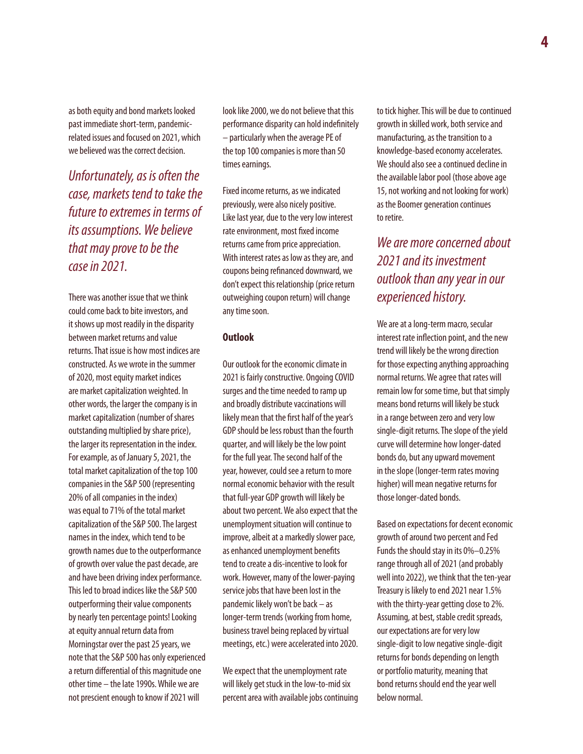as both equity and bond markets looked past immediate short-term, pandemic-related issues and focused on 2021, which we believed was the correct decision.

*Unfortunately, as is often the case, markets tend to take the future to extremes in terms of its assumptions. We believe that may prove to be the case in 2021.*

There was another issue that we think could come back to bite investors, and it shows up most readily in the disparity between market returns and value returns. That issue is how most indices are constructed. As we wrote in the summer of 2020, most equity market indices are market capitalization weighted. In other words, the larger the company is in market capitalization (number of shares outstanding multiplied by share price), the larger its representation in the index. For example, as of January 5, 2021, the total market capitalization of the top 100 companies in the S&P 500 (representing 20% of all companies in the index) was equal to 71% of the total market capitalization of the S&P 500. The largest names in the index, which tend to be growth names due to the outperformance of growth over value the past decade, are and have been driving index performance. This led to broad indices like the S&P 500 outperforming their value components by nearly ten percentage points! Looking at equity annual return data from Morningstar over the past 25 years, we note that the S&P 500 has only experienced a return differential of this magnitude one other time – the late 1990s. While we are not prescient enough to know if 2021 will look like 2000, we do not believe that this performance disparity can hold indefinitely – particularly when the average PE of the top 100 companies is more than 50 times earnings.

Fixed income returns, as we indicated previously, were also nicely positive. Like last year, due to the very low interest rate environment, most fixed income returns came from price appreciation. With interest rates as low as they are, and coupons being refinanced downward, we don't expect this relationship (price return outweighing coupon return) will change any time soon.

## Outlook

Our outlook for the economic climate in 2021 is fairly constructive. Ongoing COVID surges and the time needed to ramp up and broadly distribute vaccinations will likely mean that the first half of the year's GDP should be less robust than the fourth quarter, and will likely be the low point for the full year. The second half of the year, however, could see a return to more normal economic behavior with the result that full-year GDP growth will likely be about two percent. We also expect that the unemployment situation will continue to improve, albeit at a markedly slower pace, as enhanced unemployment benefits tend to create a dis-incentive to look for work. However, many of the lower-paying service jobs that have been lost in the pandemic likely won't be back – as longer-term trends (working from home, business travel being replaced by virtual meetings, etc.) were accelerated into 2020.

We expect that the unemployment rate will likely get stuck in the low-to-mid six percent area with available jobs continuing to tick higher. This will be due to continued growth in skilled work, both service and manufacturing, as the transition to a knowledge-based economy accelerates. We should also see a continued decline in the available labor pool (those above age 15, not working and not looking for work) as the Boomer generation continues to retire.

*We are more concerned about 2021 and its investment outlook than any year in our experienced history.*

We are at a long-term macro, secular interest rate inflection point, and the new trend will likely be the wrong direction for those expecting anything approaching normal returns. We agree that rates will remain low for some time, but that simply means bond returns will likely be stuck in a range between zero and very low single-digit returns. The slope of the yield curve will determine how longer-dated bonds do, but any upward movement in the slope (longer-term rates moving higher) will mean negative returns for those longer-dated bonds.

Based on expectations for decent economic growth of around two percent and Fed Funds the should stay in its 0%–0.25% range through all of 2021 (and probably well into 2022), we think that the ten-year Treasury is likely to end 2021 near 1.5% with the thirty-year getting close to 2%. Assuming, at best, stable credit spreads, our expectations are for very low single-digit to low negative single-digit returns for bonds depending on length or portfolio maturity, meaning that bond returns should end the year well below normal.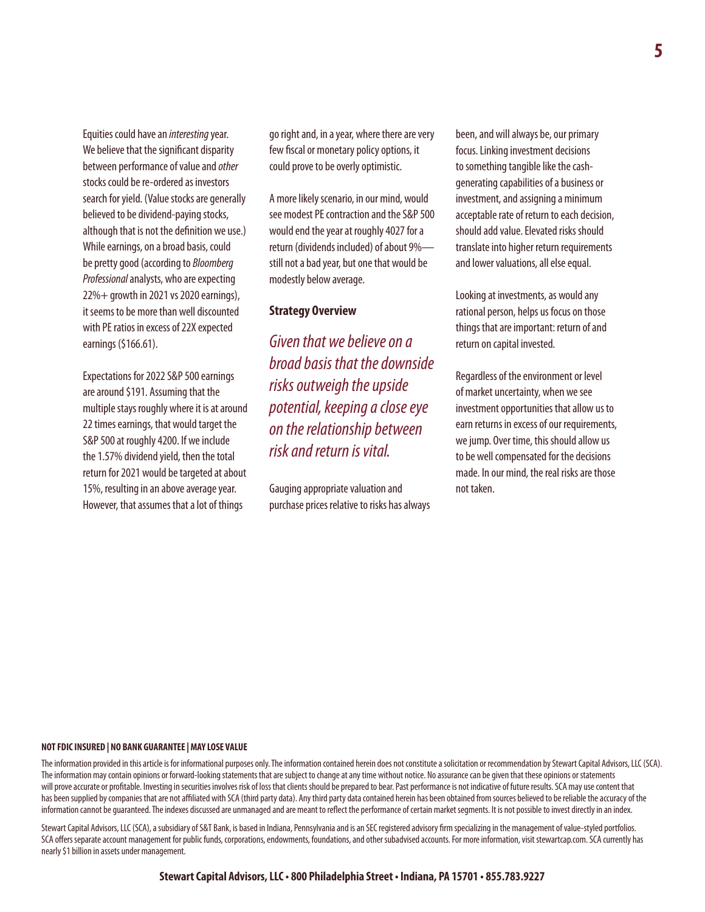Equities could have an *interesting* year. We believe that the significant disparity between performance of value and *other* stocks could be re-ordered as investors search for yield. (Value stocks are generally believed to be dividend-paying stocks, although that is not the definition we use.) While earnings, on a broad basis, could be pretty good (according to *Bloomberg Professional* analysts, who are expecting 22%+ growth in 2021 vs 2020 earnings), it seems to be more than well discounted with PE ratios in excess of 22X expected earnings ($166.61).

Expectations for 2022 S&P 500 earnings are around $191. Assuming that the multiple stays roughly where it is at around 22 times earnings, that would target the S&P 500 at roughly 4200. If we include the 1.57% dividend yield, then the total return for 2021 would be targeted at about 15%, resulting in an above average year. However, that assumes that a lot of things go right and, in a year, where there are very few fiscal or monetary policy options, it could prove to be overly optimistic.

A more likely scenario, in our mind, would see modest PE contraction and the S&P 500 would end the year at roughly 4027 for a return (dividends included) of about 9%—still not a bad year, but one that would be modestly below average.

## Strategy Overview

*Given that we believe on a broad basis that the downside risks outweigh the upside potential, keeping a close eye on the relationship between risk and return is vital.*

Gauging appropriate valuation and purchase prices relative to risks has always been, and will always be, our primary focus. Linking investment decisions to something tangible like the cash-generating capabilities of a business or investment, and assigning a minimum acceptable rate of return to each decision, should add value. Elevated risks should translate into higher return requirements and lower valuations, all else equal.

Looking at investments, as would any rational person, helps us focus on those things that are important: return of and return on capital invested.

Regardless of the environment or level of market uncertainty, when we see investment opportunities that allow us to earn returns in excess of our requirements, we jump. Over time, this should allow us to be well compensated for the decisions made. In our mind, the real risks are those not taken.

**NOT FDIC INSURED | NO BANK GUARANTEE | MAY LOSE VALUE**

The information provided in this article is for informational purposes only. The information contained herein does not constitute a solicitation or recommendation by Stewart Capital Advisors, LLC (SCA). The information may contain opinions or forward-looking statements that are subject to change at any time without notice. No assurance can be given that these opinions or statements will prove accurate or profitable. Investing in securities involves risk of loss that clients should be prepared to bear. Past performance is not indicative of future results. SCA may use content that has been supplied by companies that are not affiliated with SCA (third party data). Any third party data contained herein has been obtained from sources believed to be reliable the accuracy of the information cannot be guaranteed. The indexes discussed are unmanaged and are meant to reflect the performance of certain market segments. It is not possible to invest directly in an index.

Stewart Capital Advisors, LLC (SCA), a subsidiary of S&T Bank, is based in Indiana, Pennsylvania and is an SEC registered advisory firm specializing in the management of value-styled portfolios. SCA offers separate account management for public funds, corporations, endowments, foundations, and other subadvised accounts. For more information, visit stewartcap.com. SCA currently has nearly $1 billion in assets under management.

**Stewart Capital Advisors, LLC • 800 Philadelphia Street • Indiana, PA 15701 • 855.783.9227**